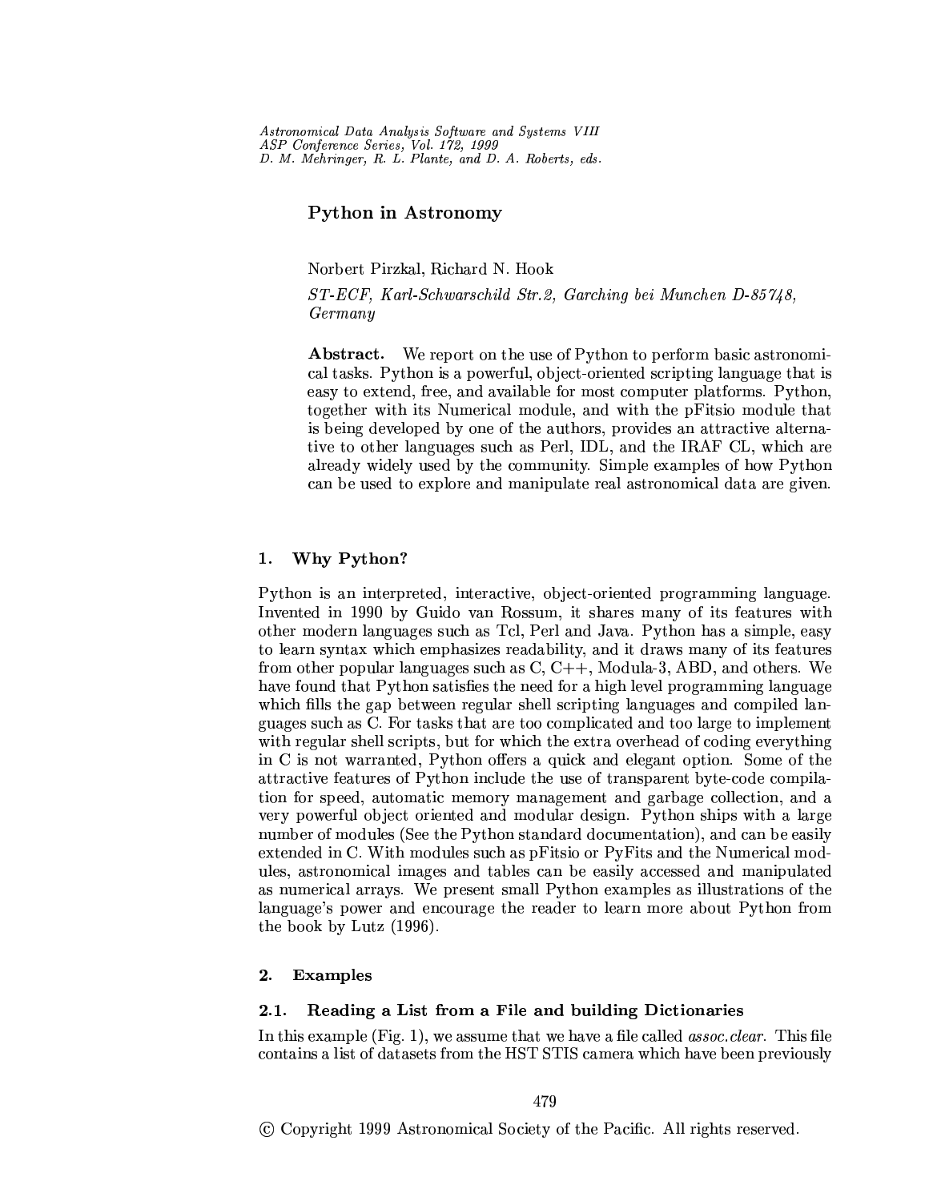# Python in Astronomy

Norbert Pirzkal, Richard N. Hook

*ST-ECF, Karl-Schwarschild Str.2, Garching bei Munchen D-85748, Germany*

**Abstract.** We report on the use of Python to perform basic astronomical tasks. Python is a powerful, object-oriented scripting language that is easy to extend, free, and available for most computer platforms. Python, together with its Numerical module, and with the pFitsio module that is being developed by one of the authors, provides an attractive alternative to other languages such as Perl, IDL, and the IRAF CL, which are already widely used by the community. Simple examples of how Python can be used to explore and manipulate real astronomical data are given.

## 1. Why Python?

Python is an interpreted, interactive, object-oriented programming language. Invented in 1990 by Guido van Rossum, it shares many of its features with other modern languages such as Tcl, Perl and Java. Python has a simple, easy to learn syntax which emphasizes readability, and it draws many of its features from other popular languages such as C, C++, Modula-3, ABD, and others. We have found that Python satisfies the need for a high level programming language which fills the gap between regular shell scripting languages and compiled languages such as C. For tasks that are too complicated and too large to implement with regular shell scripts, but for which the extra overhead of coding everything in C is not warranted, Python offers a quick and elegant option. Some of the attractive features of Python include the use of transparent byte-code compilation for speed, automatic memory management and garbage collection, and a very powerful object oriented and modular design. Python ships with a large number of modules (See the Python standard documentation), and can be easily extended in C. With modules such as pFitsio or PyFits and the Numerical modules, astronomical images and tables can be easily accessed and manipulated as numerical arrays. We present small Python examples as illustrations of the language's power and encourage the reader to learn more about Python from the book by Lutz (1996).

## 2. Examples

### 2.1. Reading a List from a File and building Dictionaries

In this example (Fig. 1), we assume that we have a file called *assoc.clear*. This file contains a list of datasets from the HST STIS camera which have been previously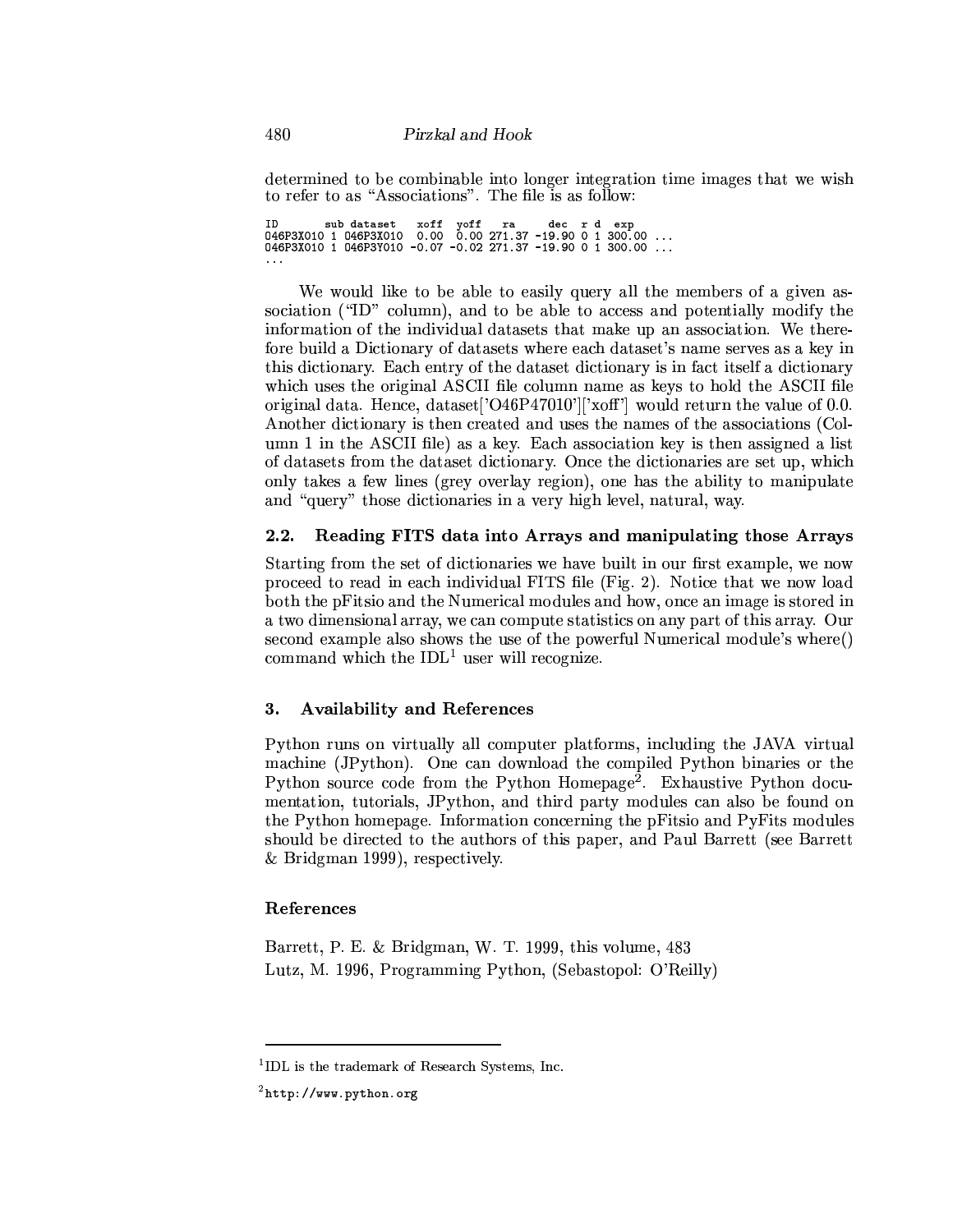determined to be combinable into longer integration time images that we wish to refer to as "Associations". The file is as follow:

```
ID       sub dataset    xoff  yoff   ra     dec  r d  exp
046P3X010 1 046P3X010  0.00  0.00 271.37 -19.90 0 1 300.00 ...
046P3X010 1 046P3Y010 -0.07 -0.02 271.37 -19.90 0 1 300.00 ...
...
```

We would like to be able to easily query all the members of a given association ("ID" column), and to be able to access and potentially modify the information of the individual datasets that make up an association. We therefore build a Dictionary of datasets where each dataset's name serves as a key in this dictionary. Each entry of the dataset dictionary is in fact itself a dictionary which uses the original ASCII file column name as keys to hold the ASCII file original data. Hence, dataset['O46P47010']['xoff'] would return the value of 0.0. Another dictionary is then created and uses the names of the associations (Column 1 in the ASCII file) as a key. Each association key is then assigned a list of datasets from the dataset dictionary. Once the dictionaries are set up, which only takes a few lines (grey overlay region), one has the ability to manipulate and "query" those dictionaries in a very high level, natural, way.

### 2.2. Reading FITS data into Arrays and manipulating those Arrays

Starting from the set of dictionaries we have built in our first example, we now proceed to read in each individual FITS file (Fig. 2). Notice that we now load both the pFitsio and the Numerical modules and how, once an image is stored in a two dimensional array, we can compute statistics on any part of this array. Our second example also shows the use of the powerful Numerical module's where() command which the IDL[1] user will recognize.

## 3. Availability and References

Python runs on virtually all computer platforms, including the JAVA virtual machine (JPython). One can download the compiled Python binaries or the Python source code from the Python Homepage[2]. Exhaustive Python documentation, tutorials, JPython, and third party modules can also be found on the Python homepage. Information concerning the pFitsio and PyFits modules should be directed to the authors of this paper, and Paul Barrett (see Barrett & Bridgman 1999), respectively.

### References

Barrett, P. E. & Bridgman, W. T. 1999, this volume, 483

Lutz, M. 1996, Programming Python, (Sebastopol: O'Reilly)

---

[1] IDL is the trademark of Research Systems, Inc.

[2] http://www.python.org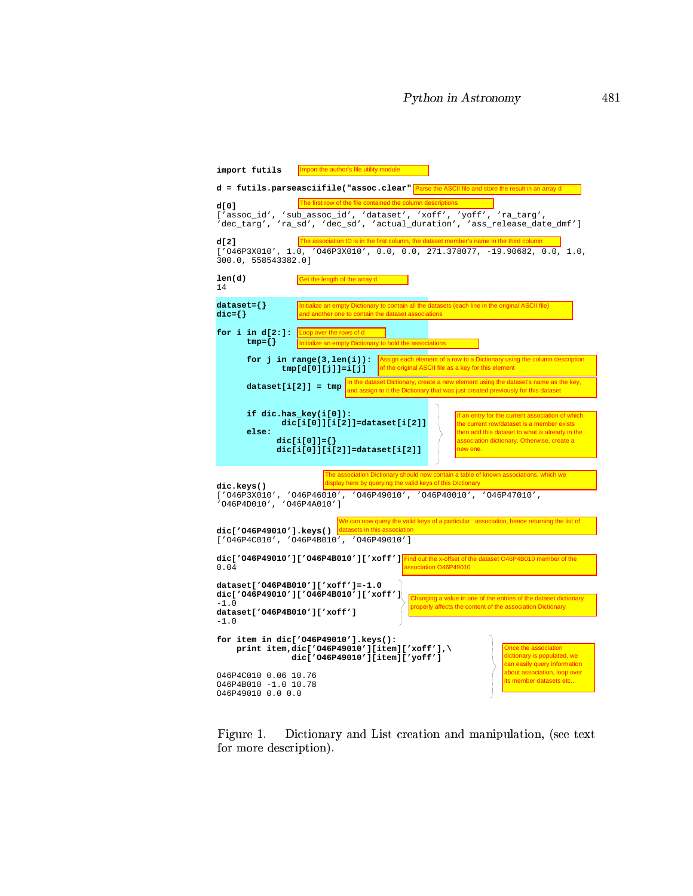```
import futils                                  Import the author's file utility module

d = futils.parseasciifile("assoc.clear")       Parse the ASCII file and store the result in an array d

d[0]                                           The first row of the file contained the column descriptions
['assoc_id', 'sub_assoc_id', 'dataset', 'xoff', 'yoff', 'ra_targ',
'dec_targ', 'ra_sd', 'dec_sd', 'actual_duration', 'ass_release_date_dmf']

d[2]                                           The association ID is in the first column, the dataset member's name in the third column
['O46P3X010', 1.0, 'O46P3X010', 0.0, 0.0, 271.378077, -19.90682, 0.0, 1.0,
300.0, 558543382.0]

len(d)                                         Get the length of the array d.
14

dataset={}                                     Initialize an empty Dictionary to contain all the datasets (each line in the original ASCII file)
dic={}                                         and another one to contain the dataset associations

for i in d[2:]:                                Loop over the rows of d
      tmp={}                                   Initialize an empty Dictionary to hold the associations

      for j in range(3,len(i)):                Assign each element of a row to a Dictionary using the column description
             tmp[d[0][j]]=i[j]                 of the original ASCII file as a key for this element

      dataset[i[2]] = tmp                      In the dataset Dictionary, create a new element using the dataset's name as the key,
                                               and assign to it the Dictionary that was just created previously for this dataset

      if dic.has_key(i[0]):                    If an entry for the current association of which
             dic[i[0]][i[2]]=dataset[i[2]]     the current row/dataset is a member exists
      else:                                    then add this dataset to what is already in the
            dic[i[0]]={}                       association dictionary. Otherwise, create a
            dic[i[0]][i[2]]=dataset[i[2]]      new one.

                                               The association Dictionary should now contain a table of known associations, which we
dic.keys()                                     display here by querying the valid keys of this Dictionary
['O46P3X010', 'O46P46010', 'O46P49010', 'O46P40010', 'O46P47010',
'O46P4D010', 'O46P4A010']

                                               We can now query the valid keys of a particular association, hence returning the list of
dic['O46P49010'].keys()                        datasets in this association
['O46P4C010', 'O46P4B010', 'O46P49010']

dic['O46P49010']['O46P4B010']['xoff']          Find out the x-offset of the dataset O46P4B010 member of the
0.04                                           association O46P49010

dataset['O46P4B010']['xoff']=-1.0
dic['O46P49010']['O46P4B010']['xoff']          Changing a value in one of the entries of the dataset dictionary
-1.0                                           properly affects the content of the association Dictionary
dataset['O46P4B010']['xoff']
-1.0

for item in dic['O46P49010'].keys():           Once the association
    print item,dic['O46P49010'][item]['xoff'],\    dictionary is populated, we
           dic['O46P49010'][item]['yoff']      can easily query information
                                               about association, loop over
O46P4C010 0.06 10.76                           its member datasets etc...
O46P4B010 -1.0 10.78
O46P49010 0.0 0.0
```

Figure 1. Dictionary and List creation and manipulation, (see text for more description).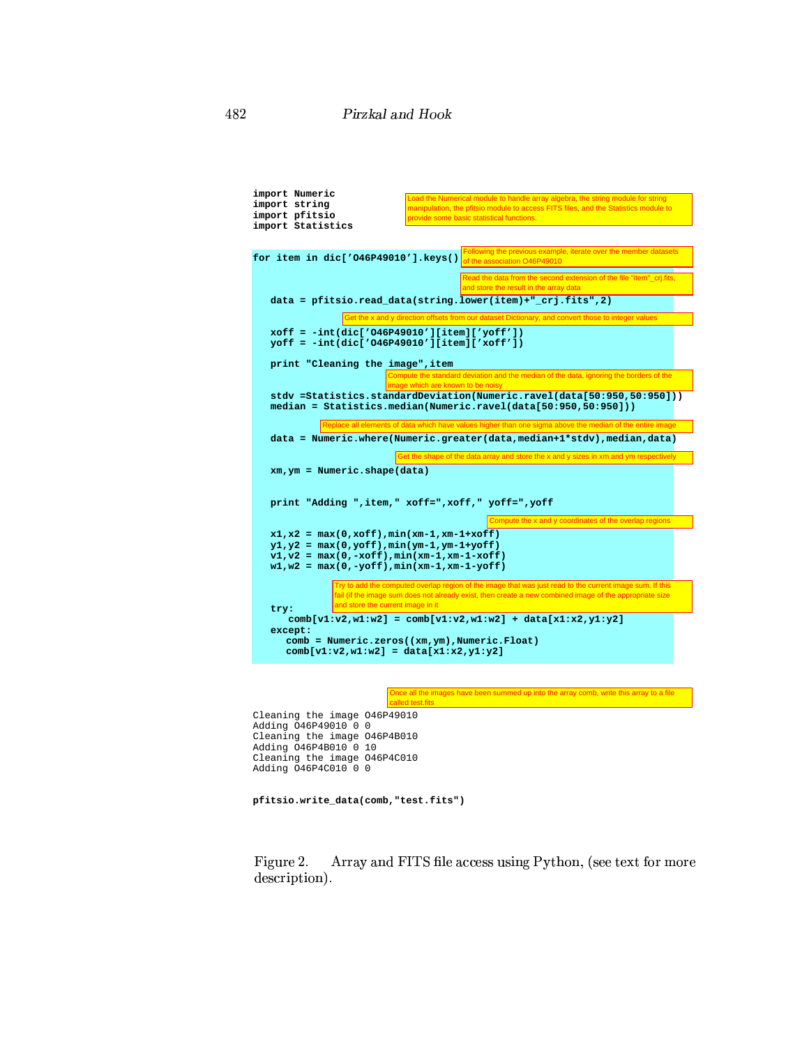```
import Numeric
import string
import pfitsio
import Statistics
```

Load the Numerical module to handle array algebra, the string module for string manipulation, the pfitsio module to access FITS files, and the Statistics module to provide some basic statistical functions.

Following the previous example, iterate over the member datasets of the association O46P49010

Read the data from the second extension of the file "item"_crj.fits, and store the result in the array data

Get the x and y direction offsets from our dataset Dictionary, and convert those to integer values

Compute the standard deviation and the median of the data, ignoring the borders of the image which are known to be noisy

Replace all elements of data which have values higher than one sigma above the median of the entire image

Get the shape of the data array and store the x and y sizes in xm and ym respectively

Compute the x and y coordinates of the overlap regions

Try to add the computed overlap region of the image that was just read to the current image sum. If this fail (if the image sum does not already exist, then create a new combined image of the appropriate size and store the current image in it

```
for item in dic['O46P49010'].keys():

   data = pfitsio.read_data(string.lower(item)+"_crj.fits",2)

   xoff = -int(dic['O46P49010'][item]['yoff'])
   yoff = -int(dic['O46P49010'][item]['xoff'])

   print "Cleaning the image",item

   stdv =Statistics.standardDeviation(Numeric.ravel(data[50:950,50:950]))
   median = Statistics.median(Numeric.ravel(data[50:950,50:950]))

   data = Numeric.where(Numeric.greater(data,median+1*stdv),median,data)

   xm,ym = Numeric.shape(data)


   print "Adding ",item," xoff=",xoff," yoff=",yoff

   x1,x2 = max(0,xoff),min(xm-1,xm-1+xoff)
   y1,y2 = max(0,yoff),min(ym-1,ym-1+yoff)
   v1,v2 = max(0,-xoff),min(xm-1,xm-1-xoff)
   w1,w2 = max(0,-yoff),min(xm-1,xm-1-yoff)

   try:
     comb[v1:v2,w1:w2] = comb[v1:v2,w1:w2] + data[x1:x2,y1:y2]
   except:
     comb = Numeric.zeros((xm,ym),Numeric.Float)
     comb[v1:v2,w1:w2] = data[x1:x2,y1:y2]
```

Once all the images have been summed up into the array comb, write this array to a file called test.fits

```
Cleaning the image O46P49010
Adding O46P49010 0 0
Cleaning the image O46P4B010
Adding O46P4B010 0 10
Cleaning the image O46P4C010
Adding O46P4C010 0 0


pfitsio.write_data(comb,"test.fits")
```

Figure 2. Array and FITS file access using Python, (see text for more description).